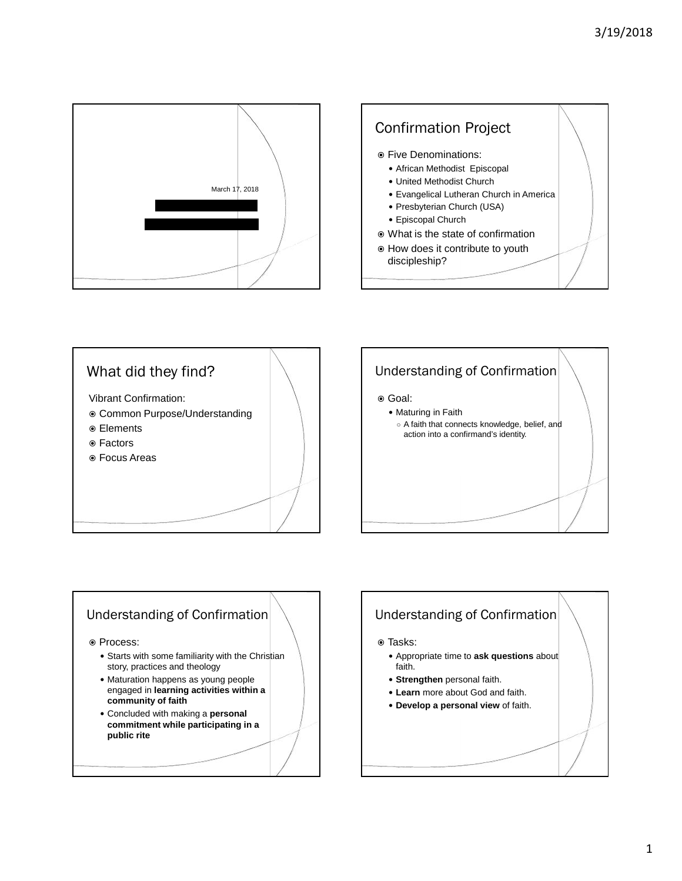March 17, 2018

## Confirmation Project

- Five Denominations:
  - African Methodist Episcopal
  - United Methodist Church
  - Evangelical Lutheran Church in America
  - Presbyterian Church (USA)
  - Episcopal Church
- What is the state of confirmation
- How does it contribute to youth discipleship?

## What did they find?

Vibrant Confirmation:

- Common Purpose/Understanding
- Elements
- Factors
- Focus Areas

## Understanding of Confirmation

- Goal:
  - Maturing in Faith
    - A faith that connects knowledge, belief, and action into a confirmand's identity.

## Understanding of Confirmation

- Process:
  - Starts with some familiarity with the Christian story, practices and theology
  - Maturation happens as young people engaged in **learning activities within a community of faith**
  - Concluded with making a **personal commitment while participating in a public rite**

## Understanding of Confirmation

- Tasks:
  - Appropriate time to **ask questions** about faith.
  - **Strengthen** personal faith.
  - **Learn** more about God and faith.
  - **Develop a personal view** of faith.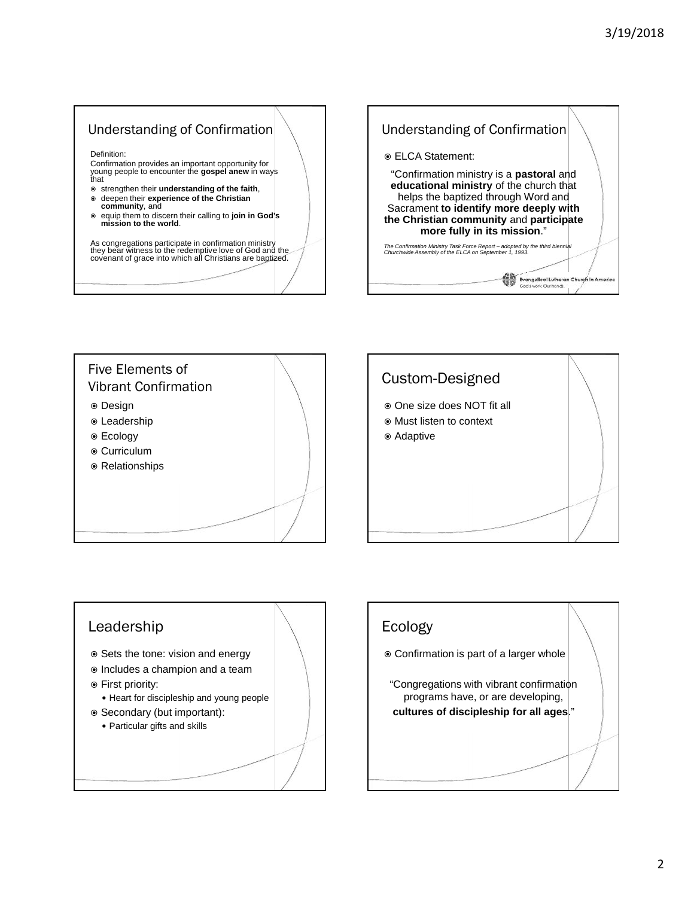## Understanding of Confirmation

Definition:

Confirmation provides an important opportunity for young people to encounter the **gospel anew** in ways that

- strengthen their **understanding of the faith**,
- deepen their **experience of the Christian community**, and
- equip them to discern their calling to **join in God's mission to the world**.

As congregations participate in confirmation ministry they bear witness to the redemptive love of God and the covenant of grace into which all Christians are baptized.

## Understanding of Confirmation

- ELCA Statement:

"Confirmation ministry is a **pastoral** and **educational ministry** of the church that helps the baptized through Word and Sacrament **to identify more deeply with the Christian community** and **participate more fully in its mission**."

*The Confirmation Ministry Task Force Report – adopted by the third biennial Churchwide Assembly of the ELCA on September 1, 1993.*

Evangelical Lutheran Church in America
God's work. Our hands.

## Five Elements of Vibrant Confirmation

- Design
- Leadership
- Ecology
- Curriculum
- Relationships

## Custom-Designed

- One size does NOT fit all
- Must listen to context
- Adaptive

## Leadership

- Sets the tone: vision and energy
- Includes a champion and a team
- First priority:
  - Heart for discipleship and young people
- Secondary (but important):
  - Particular gifts and skills

## Ecology

- Confirmation is part of a larger whole

"Congregations with vibrant confirmation programs have, or are developing, **cultures of discipleship for all ages**."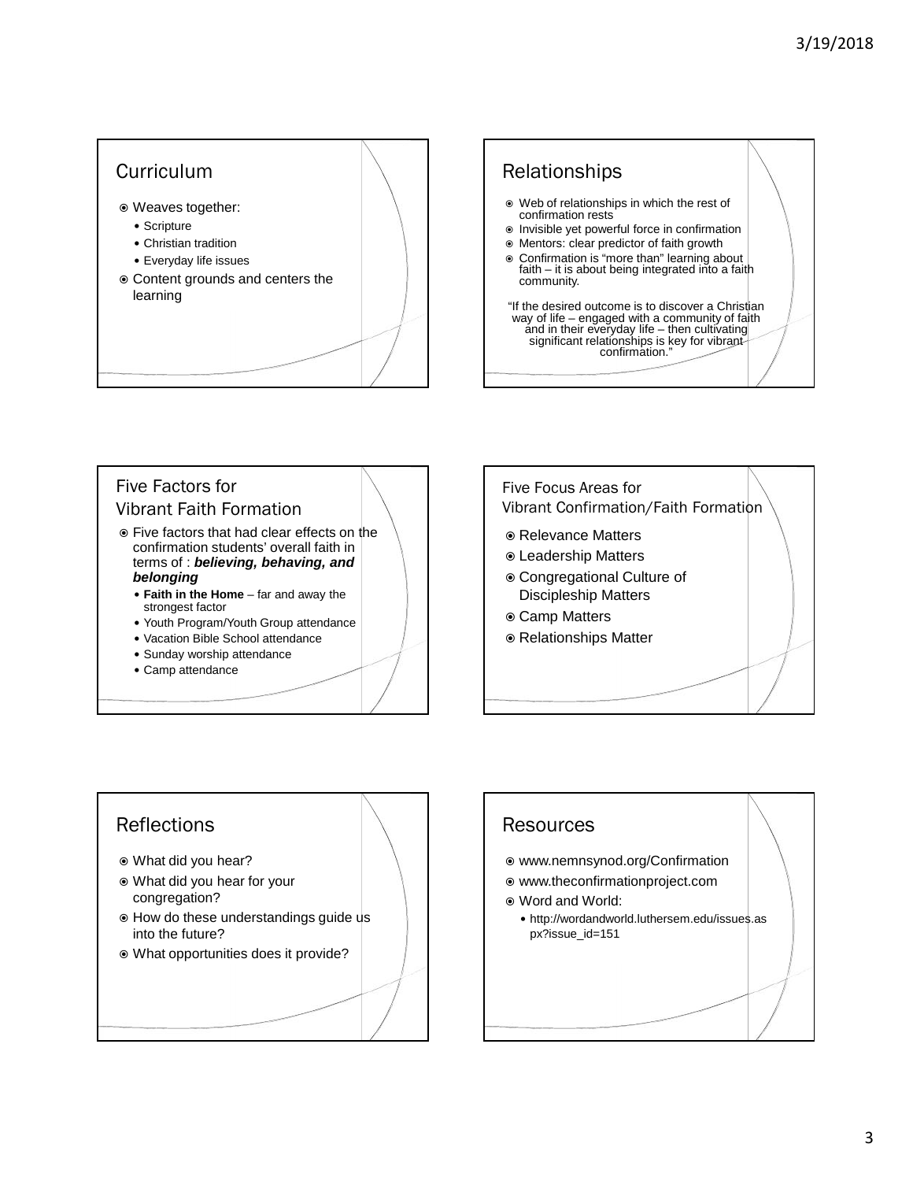## Curriculum

- Weaves together:
  - Scripture
  - Christian tradition
  - Everyday life issues
- Content grounds and centers the learning

## Relationships

- Web of relationships in which the rest of confirmation rests
- Invisible yet powerful force in confirmation
- Mentors: clear predictor of faith growth
- Confirmation is "more than" learning about faith – it is about being integrated into a faith community.

"If the desired outcome is to discover a Christian way of life – engaged with a community of faith and in their everyday life – then cultivating significant relationships is key for vibrant confirmation."

## Five Factors for Vibrant Faith Formation

- Five factors that had clear effects on the confirmation students' overall faith in terms of : ***believing, behaving, and belonging***
  - **Faith in the Home** – far and away the strongest factor
  - Youth Program/Youth Group attendance
  - Vacation Bible School attendance
  - Sunday worship attendance
  - Camp attendance

## Five Focus Areas for Vibrant Confirmation/Faith Formation

- Relevance Matters
- Leadership Matters
- Congregational Culture of Discipleship Matters
- Camp Matters
- Relationships Matter

## Reflections

- What did you hear?
- What did you hear for your congregation?
- How do these understandings guide us into the future?
- What opportunities does it provide?

## Resources

- www.nemnsynod.org/Confirmation
- www.theconfirmationproject.com
- Word and World:
  - http://wordandworld.luthersem.edu/issues.aspx?issue_id=151